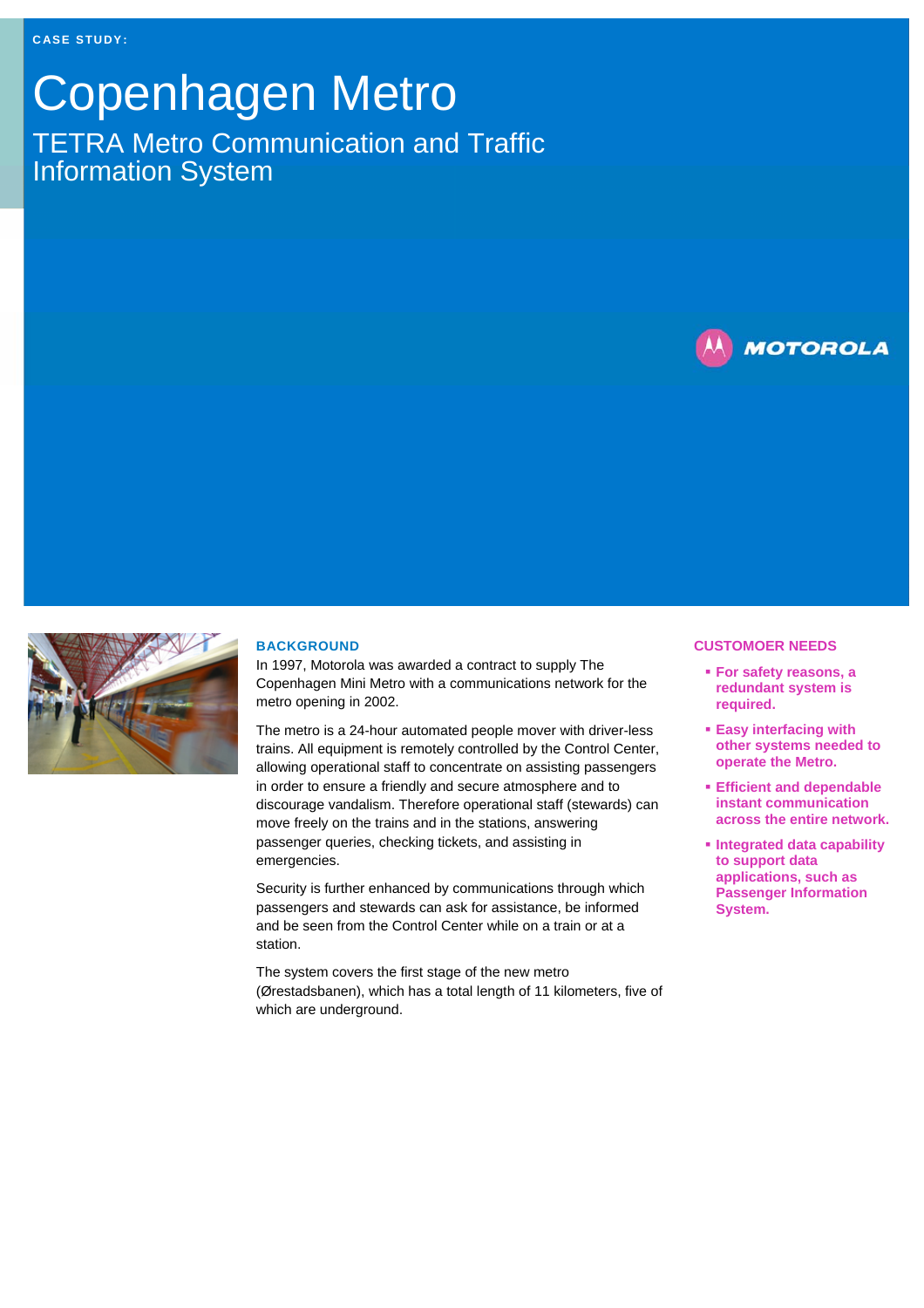CASE STUDY:

# Copenhagen Metro

## TETRA Metro Communication and Traffic Information System

MOTOROLA

### BACKGROUND

In 1997, Motorola was awarded a contract to supply The Copenhagen Mini Metro with a communications network for the metro opening in 2002.

The metro is a 24-hour automated people mover with driver-less trains. All equipment is remotely controlled by the Control Center, allowing operational staff to concentrate on assisting passengers in order to ensure a friendly and secure atmosphere and to discourage vandalism. Therefore operational staff (stewards) can move freely on the trains and in the stations, answering passenger queries, checking tickets, and assisting in emergencies.

Security is further enhanced by communications through which passengers and stewards can ask for assistance, be informed and be seen from the Control Center while on a train or at a station.

The system covers the first stage of the new metro (Ørestadsbanen), which has a total length of 11 kilometers, five of which are underground.

### CUSTOMOER NEEDS

- **For safety reasons, a redundant system is required.**
- **Easy interfacing with other systems needed to operate the Metro.**
- **Efficient and dependable instant communication across the entire network.**
- **Integrated data capability to support data applications, such as Passenger Information System.**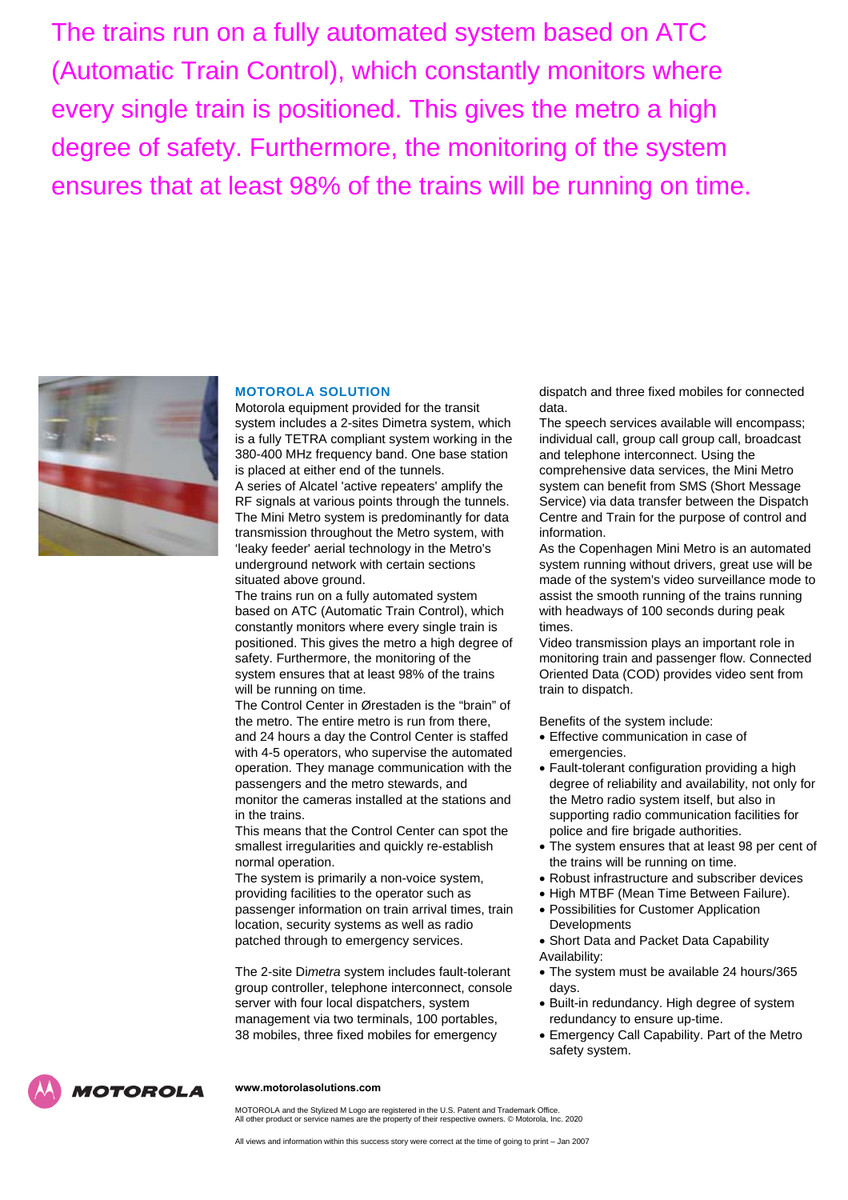The trains run on a fully automated system based on ATC (Automatic Train Control), which constantly monitors where every single train is positioned. This gives the metro a high degree of safety. Furthermore, the monitoring of the system ensures that at least 98% of the trains will be running on time.

## MOTOROLA SOLUTION

Motorola equipment provided for the transit system includes a 2-sites Dimetra system, which is a fully TETRA compliant system working in the 380-400 MHz frequency band. One base station is placed at either end of the tunnels.

A series of Alcatel 'active repeaters' amplify the RF signals at various points through the tunnels. The Mini Metro system is predominantly for data transmission throughout the Metro system, with 'leaky feeder' aerial technology in the Metro's underground network with certain sections situated above ground.

The trains run on a fully automated system based on ATC (Automatic Train Control), which constantly monitors where every single train is positioned. This gives the metro a high degree of safety. Furthermore, the monitoring of the system ensures that at least 98% of the trains will be running on time.

The Control Center in Ørestaden is the "brain" of the metro. The entire metro is run from there, and 24 hours a day the Control Center is staffed with 4-5 operators, who supervise the automated operation. They manage communication with the passengers and the metro stewards, and monitor the cameras installed at the stations and in the trains.

This means that the Control Center can spot the smallest irregularities and quickly re-establish normal operation.

The system is primarily a non-voice system, providing facilities to the operator such as passenger information on train arrival times, train location, security systems as well as radio patched through to emergency services.

The 2-site D*imetra* system includes fault-tolerant group controller, telephone interconnect, console server with four local dispatchers, system management via two terminals, 100 portables, 38 mobiles, three fixed mobiles for emergency dispatch and three fixed mobiles for connected data.

The speech services available will encompass; individual call, group call group call, broadcast and telephone interconnect. Using the comprehensive data services, the Mini Metro system can benefit from SMS (Short Message Service) via data transfer between the Dispatch Centre and Train for the purpose of control and information.

As the Copenhagen Mini Metro is an automated system running without drivers, great use will be made of the system's video surveillance mode to assist the smooth running of the trains running with headways of 100 seconds during peak times.

Video transmission plays an important role in monitoring train and passenger flow. Connected Oriented Data (COD) provides video sent from train to dispatch.

Benefits of the system include:

- Effective communication in case of emergencies.
- Fault-tolerant configuration providing a high degree of reliability and availability, not only for the Metro radio system itself, but also in supporting radio communication facilities for police and fire brigade authorities.
- The system ensures that at least 98 per cent of the trains will be running on time.
- Robust infrastructure and subscriber devices
- High MTBF (Mean Time Between Failure).
- Possibilities for Customer Application Developments
- Short Data and Packet Data Capability

Availability:

- The system must be available 24 hours/365 days.
- Built-in redundancy. High degree of system redundancy to ensure up-time.
- Emergency Call Capability. Part of the Metro safety system.

MOTOROLA

www.motorolasolutions.com

MOTOROLA and the Stylized M Logo are registered in the U.S. Patent and Trademark Office.
All other product or service names are the property of their respective owners. © Motorola, Inc. 2020

All views and information within this success story were correct at the time of going to print – Jan 2007